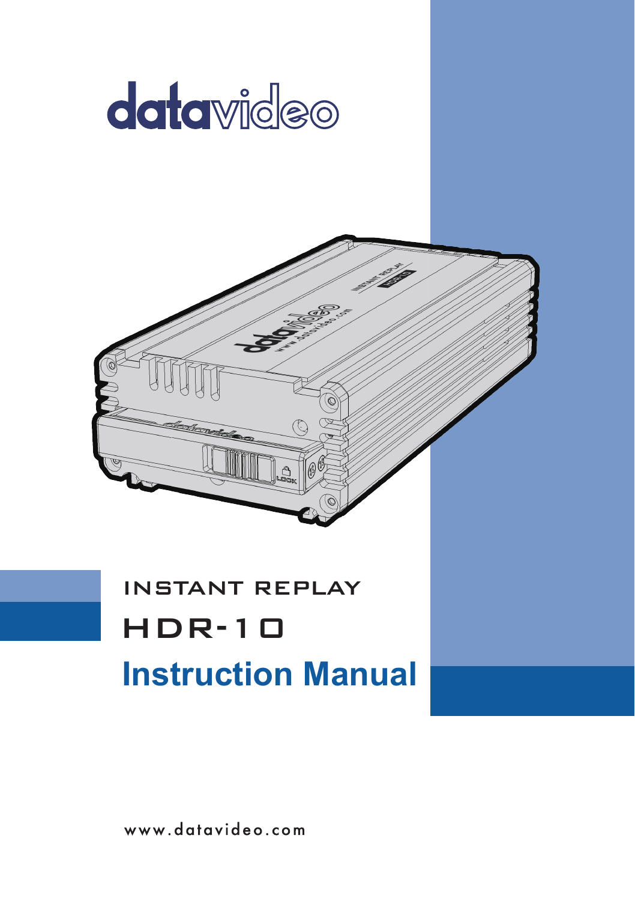datavideo

INSTANT REPLAY

# HDR-10

# Instruction Manual

www.datavideo.com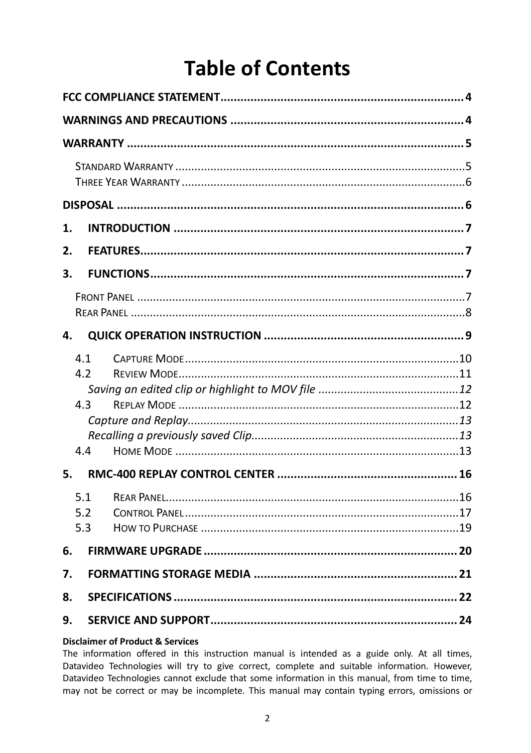# Table of Contents

**FCC COMPLIANCE STATEMENT........................................................................4**

**WARNINGS AND PRECAUTIONS .....................................................................4**

**WARRANTY .....................................................................................................5**

STANDARD WARRANTY ..........................................................................................5
THREE YEAR WARRANTY ........................................................................................6

**DISPOSAL .........................................................................................................6**

**1. INTRODUCTION .......................................................................................7**

**2. FEATURES.................................................................................................7**

**3. FUNCTIONS...............................................................................................7**

FRONT PANEL ......................................................................................................7
REAR PANEL ........................................................................................................8

**4. QUICK OPERATION INSTRUCTION ............................................................9**

4.1 CAPTURE MODE.....................................................................................10
4.2 REVIEW MODE.......................................................................................11
*Saving an edited clip or highlight to MOV file ............................................12*
4.3 REPLAY MODE .......................................................................................12
*Capture and Replay....................................................................................13*
*Recalling a previously saved Clip................................................................13*
4.4 HOME MODE ........................................................................................13

**5. RMC-400 REPLAY CONTROL CENTER ......................................................16**

5.1 REAR PANEL...........................................................................................16
5.2 CONTROL PANEL.....................................................................................17
5.3 HOW TO PURCHASE ................................................................................19

**6. FIRMWARE UPGRADE ............................................................................20**

**7. FORMATTING STORAGE MEDIA .............................................................21**

**8. SPECIFICATIONS ......................................................................................22**

**9. SERVICE AND SUPPORT..........................................................................24**

**Disclaimer of Product & Services**

The information offered in this instruction manual is intended as a guide only. At all times, Datavideo Technologies will try to give correct, complete and suitable information. However, Datavideo Technologies cannot exclude that some information in this manual, from time to time, may not be correct or may be incomplete. This manual may contain typing errors, omissions or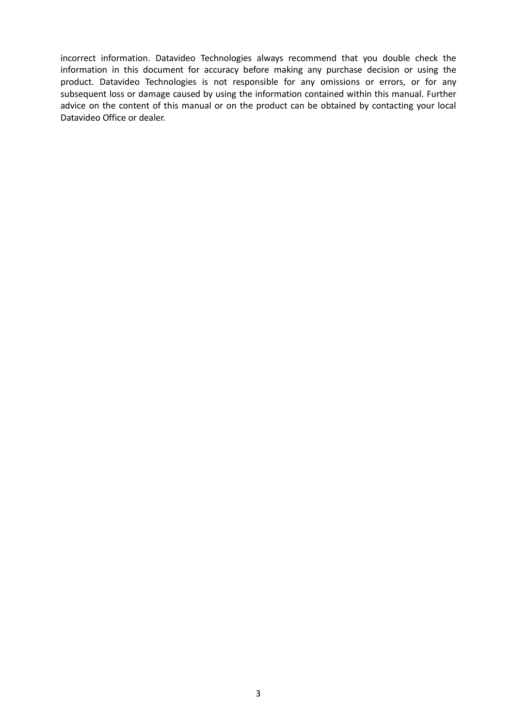incorrect information. Datavideo Technologies always recommend that you double check the information in this document for accuracy before making any purchase decision or using the product. Datavideo Technologies is not responsible for any omissions or errors, or for any subsequent loss or damage caused by using the information contained within this manual. Further advice on the content of this manual or on the product can be obtained by contacting your local Datavideo Office or dealer.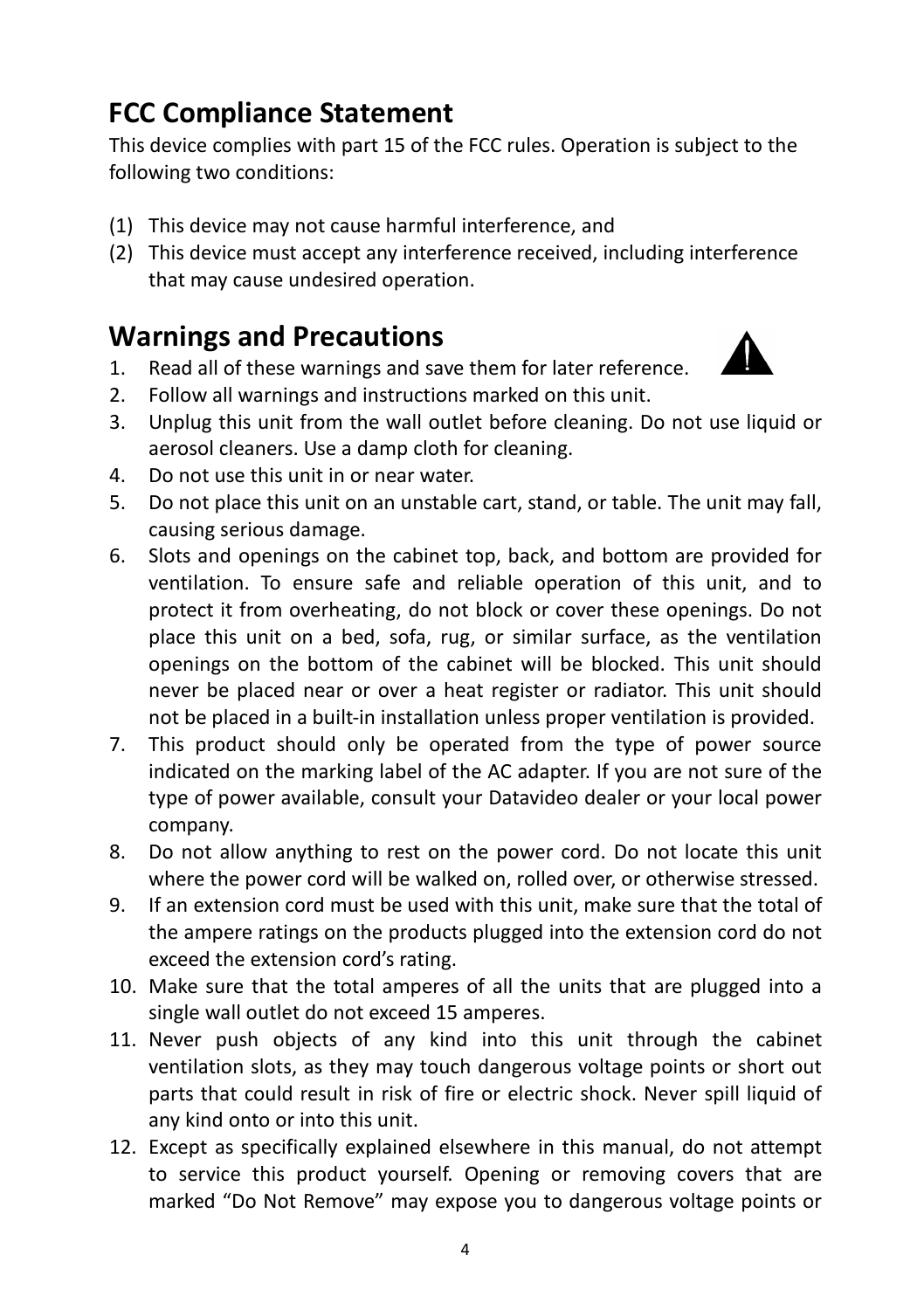## FCC Compliance Statement

This device complies with part 15 of the FCC rules. Operation is subject to the following two conditions:

(1) This device may not cause harmful interference, and
(2) This device must accept any interference received, including interference that may cause undesired operation.

## Warnings and Precautions

1. Read all of these warnings and save them for later reference.
2. Follow all warnings and instructions marked on this unit.
3. Unplug this unit from the wall outlet before cleaning. Do not use liquid or aerosol cleaners. Use a damp cloth for cleaning.
4. Do not use this unit in or near water.
5. Do not place this unit on an unstable cart, stand, or table. The unit may fall, causing serious damage.
6. Slots and openings on the cabinet top, back, and bottom are provided for ventilation. To ensure safe and reliable operation of this unit, and to protect it from overheating, do not block or cover these openings. Do not place this unit on a bed, sofa, rug, or similar surface, as the ventilation openings on the bottom of the cabinet will be blocked. This unit should never be placed near or over a heat register or radiator. This unit should not be placed in a built-in installation unless proper ventilation is provided.
7. This product should only be operated from the type of power source indicated on the marking label of the AC adapter. If you are not sure of the type of power available, consult your Datavideo dealer or your local power company.
8. Do not allow anything to rest on the power cord. Do not locate this unit where the power cord will be walked on, rolled over, or otherwise stressed.
9. If an extension cord must be used with this unit, make sure that the total of the ampere ratings on the products plugged into the extension cord do not exceed the extension cord's rating.
10. Make sure that the total amperes of all the units that are plugged into a single wall outlet do not exceed 15 amperes.
11. Never push objects of any kind into this unit through the cabinet ventilation slots, as they may touch dangerous voltage points or short out parts that could result in risk of fire or electric shock. Never spill liquid of any kind onto or into this unit.
12. Except as specifically explained elsewhere in this manual, do not attempt to service this product yourself. Opening or removing covers that are marked "Do Not Remove" may expose you to dangerous voltage points or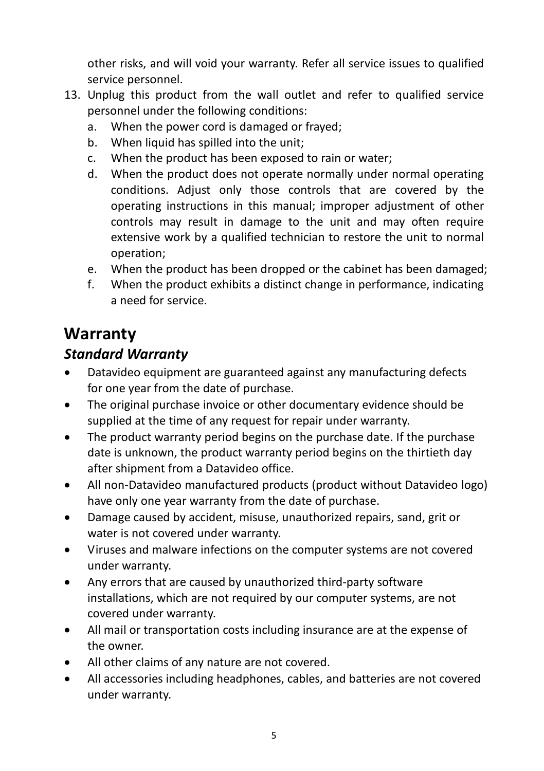other risks, and will void your warranty. Refer all service issues to qualified service personnel.

13. Unplug this product from the wall outlet and refer to qualified service personnel under the following conditions:
    a. When the power cord is damaged or frayed;
    b. When liquid has spilled into the unit;
    c. When the product has been exposed to rain or water;
    d. When the product does not operate normally under normal operating conditions. Adjust only those controls that are covered by the operating instructions in this manual; improper adjustment of other controls may result in damage to the unit and may often require extensive work by a qualified technician to restore the unit to normal operation;
    e. When the product has been dropped or the cabinet has been damaged;
    f. When the product exhibits a distinct change in performance, indicating a need for service.

# Warranty

## *Standard Warranty*

- Datavideo equipment are guaranteed against any manufacturing defects for one year from the date of purchase.
- The original purchase invoice or other documentary evidence should be supplied at the time of any request for repair under warranty.
- The product warranty period begins on the purchase date. If the purchase date is unknown, the product warranty period begins on the thirtieth day after shipment from a Datavideo office.
- All non-Datavideo manufactured products (product without Datavideo logo) have only one year warranty from the date of purchase.
- Damage caused by accident, misuse, unauthorized repairs, sand, grit or water is not covered under warranty.
- Viruses and malware infections on the computer systems are not covered under warranty.
- Any errors that are caused by unauthorized third-party software installations, which are not required by our computer systems, are not covered under warranty.
- All mail or transportation costs including insurance are at the expense of the owner.
- All other claims of any nature are not covered.
- All accessories including headphones, cables, and batteries are not covered under warranty.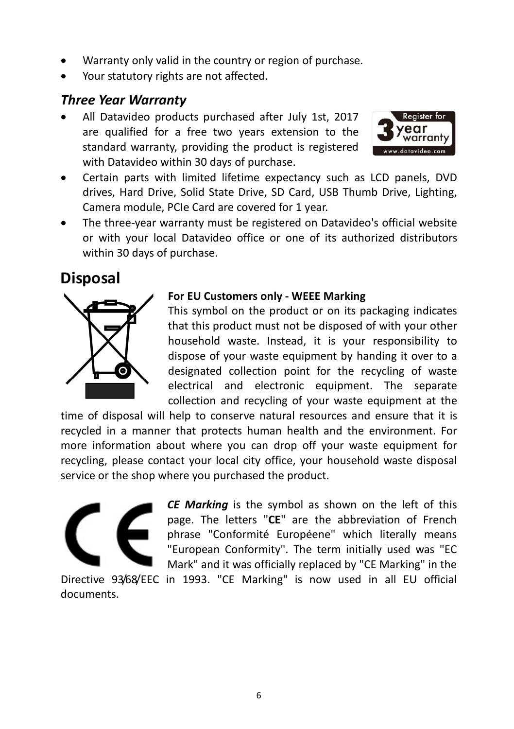- Warranty only valid in the country or region of purchase.
- Your statutory rights are not affected.

### *Three Year Warranty*

- All Datavideo products purchased after July 1st, 2017 are qualified for a free two years extension to the standard warranty, providing the product is registered with Datavideo within 30 days of purchase.
- Certain parts with limited lifetime expectancy such as LCD panels, DVD drives, Hard Drive, Solid State Drive, SD Card, USB Thumb Drive, Lighting, Camera module, PCIe Card are covered for 1 year.
- The three-year warranty must be registered on Datavideo's official website or with your local Datavideo office or one of its authorized distributors within 30 days of purchase.

## Disposal

**For EU Customers only - WEEE Marking**

This symbol on the product or on its packaging indicates that this product must not be disposed of with your other household waste. Instead, it is your responsibility to dispose of your waste equipment by handing it over to a designated collection point for the recycling of waste electrical and electronic equipment. The separate collection and recycling of your waste equipment at the time of disposal will help to conserve natural resources and ensure that it is recycled in a manner that protects human health and the environment. For more information about where you can drop off your waste equipment for recycling, please contact your local city office, your household waste disposal service or the shop where you purchased the product.

***CE Marking*** is the symbol as shown on the left of this page. The letters "**CE**" are the abbreviation of French phrase "Conformité Européene" which literally means "European Conformity". The term initially used was "EC Mark" and it was officially replaced by "CE Marking" in the Directive 93/68/EEC in 1993. "CE Marking" is now used in all EU official documents.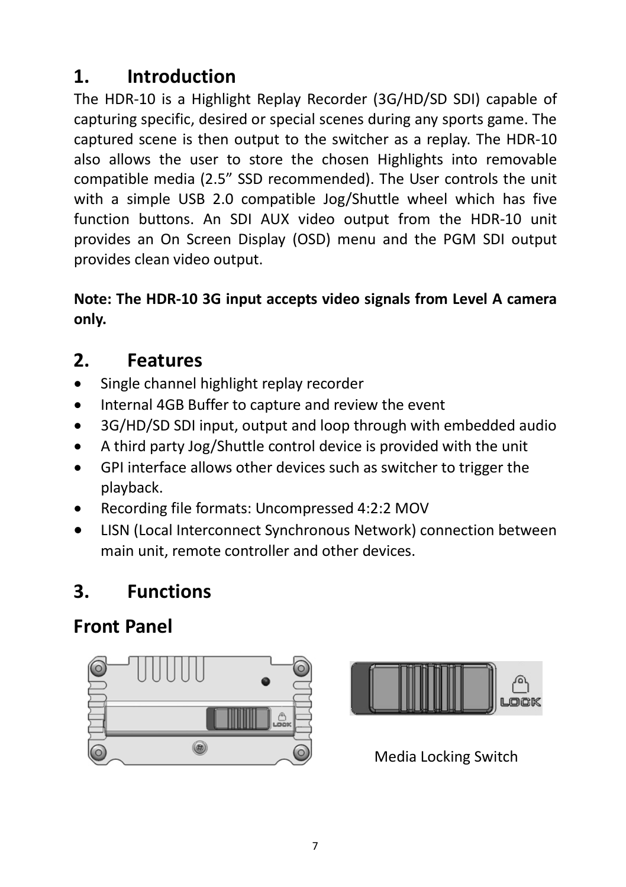# 1. Introduction

The HDR-10 is a Highlight Replay Recorder (3G/HD/SD SDI) capable of capturing specific, desired or special scenes during any sports game. The captured scene is then output to the switcher as a replay. The HDR-10 also allows the user to store the chosen Highlights into removable compatible media (2.5" SSD recommended). The User controls the unit with a simple USB 2.0 compatible Jog/Shuttle wheel which has five function buttons. An SDI AUX video output from the HDR-10 unit provides an On Screen Display (OSD) menu and the PGM SDI output provides clean video output.

**Note: The HDR-10 3G input accepts video signals from Level A camera only.**

# 2. Features

- Single channel highlight replay recorder
- Internal 4GB Buffer to capture and review the event
- 3G/HD/SD SDI input, output and loop through with embedded audio
- A third party Jog/Shuttle control device is provided with the unit
- GPI interface allows other devices such as switcher to trigger the playback.
- Recording file formats: Uncompressed 4:2:2 MOV
- LISN (Local Interconnect Synchronous Network) connection between main unit, remote controller and other devices.

# 3. Functions

## Front Panel

Media Locking Switch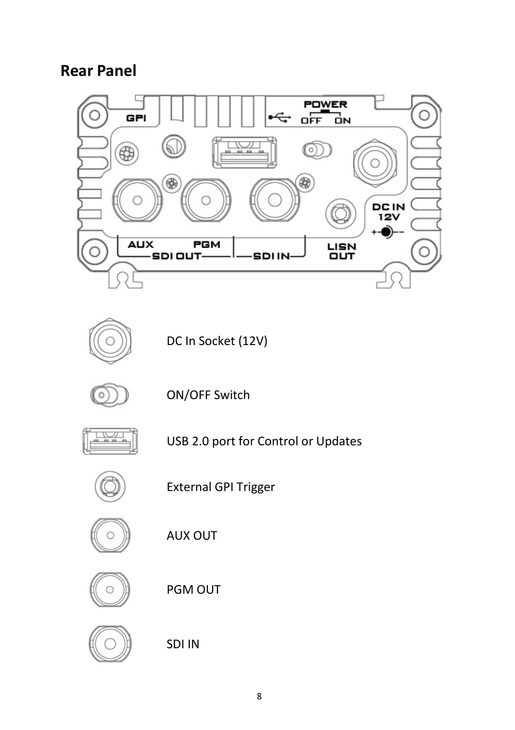## Rear Panel

DC In Socket (12V)

ON/OFF Switch

USB 2.0 port for Control or Updates

External GPI Trigger

AUX OUT

PGM OUT

SDI IN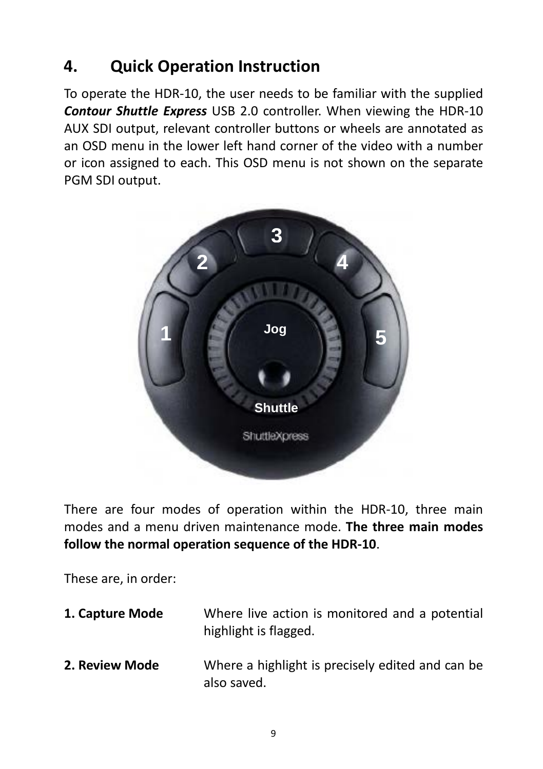## 4. Quick Operation Instruction

To operate the HDR-10, the user needs to be familiar with the supplied ***Contour Shuttle Express*** USB 2.0 controller. When viewing the HDR-10 AUX SDI output, relevant controller buttons or wheels are annotated as an OSD menu in the lower left hand corner of the video with a number or icon assigned to each. This OSD menu is not shown on the separate PGM SDI output.

There are four modes of operation within the HDR-10, three main modes and a menu driven maintenance mode. **The three main modes follow the normal operation sequence of the HDR-10**.

These are, in order:

**1. Capture Mode** Where live action is monitored and a potential highlight is flagged.

**2. Review Mode** Where a highlight is precisely edited and can be also saved.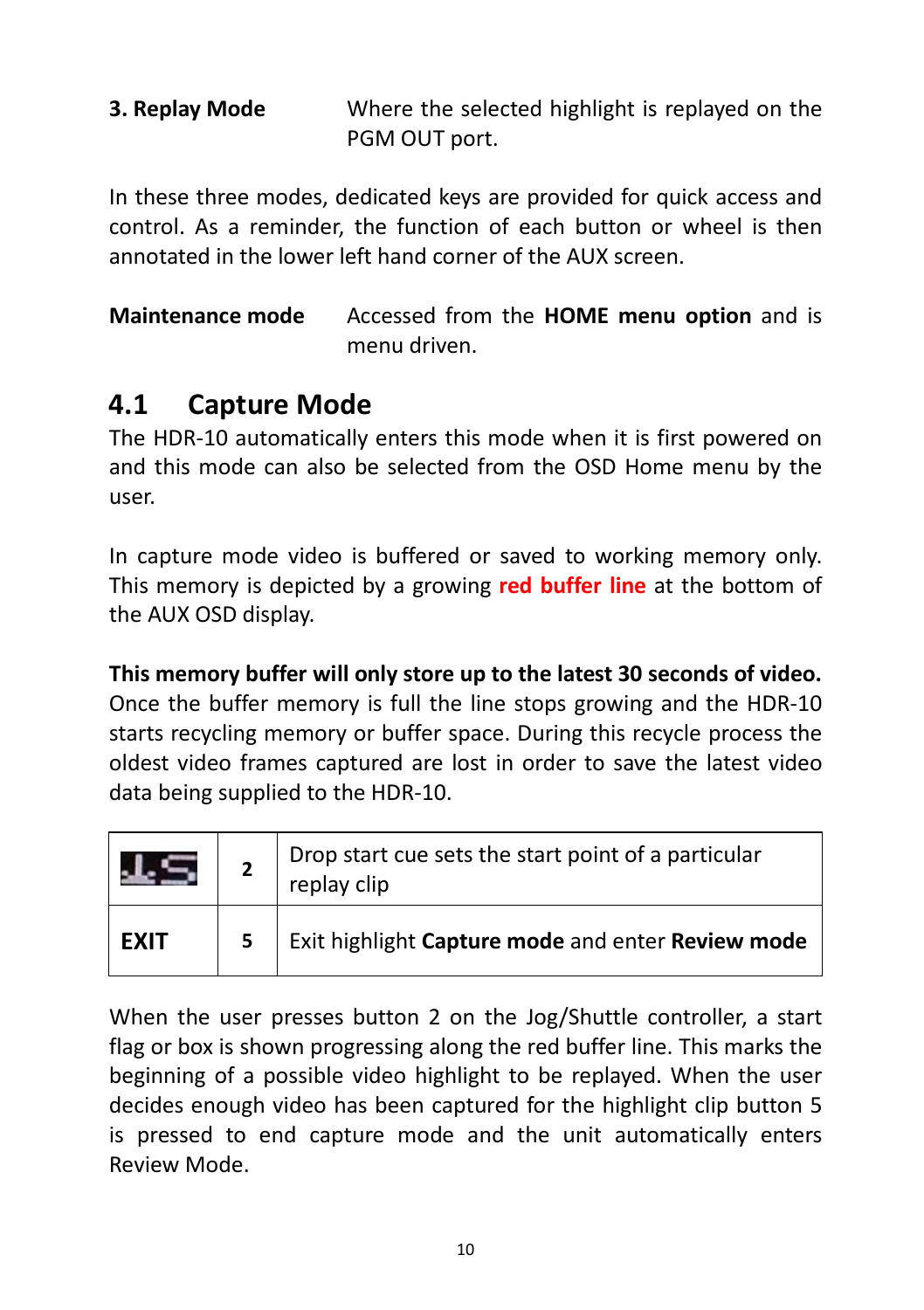**3. Replay Mode** Where the selected highlight is replayed on the PGM OUT port.

In these three modes, dedicated keys are provided for quick access and control. As a reminder, the function of each button or wheel is then annotated in the lower left hand corner of the AUX screen.

**Maintenance mode** Accessed from the **HOME menu option** and is menu driven.

## 4.1 Capture Mode

The HDR-10 automatically enters this mode when it is first powered on and this mode can also be selected from the OSD Home menu by the user.

In capture mode video is buffered or saved to working memory only. This memory is depicted by a growing **red buffer line** at the bottom of the AUX OSD display.

**This memory buffer will only store up to the latest 30 seconds of video.** Once the buffer memory is full the line stops growing and the HDR-10 starts recycling memory or buffer space. During this recycle process the oldest video frames captured are lost in order to save the latest video data being supplied to the HDR-10.

| | | |
|---|---|---|
| | **2** | Drop start cue sets the start point of a particular replay clip |
| **EXIT** | **5** | Exit highlight **Capture mode** and enter **Review mode** |

When the user presses button 2 on the Jog/Shuttle controller, a start flag or box is shown progressing along the red buffer line. This marks the beginning of a possible video highlight to be replayed. When the user decides enough video has been captured for the highlight clip button 5 is pressed to end capture mode and the unit automatically enters Review Mode.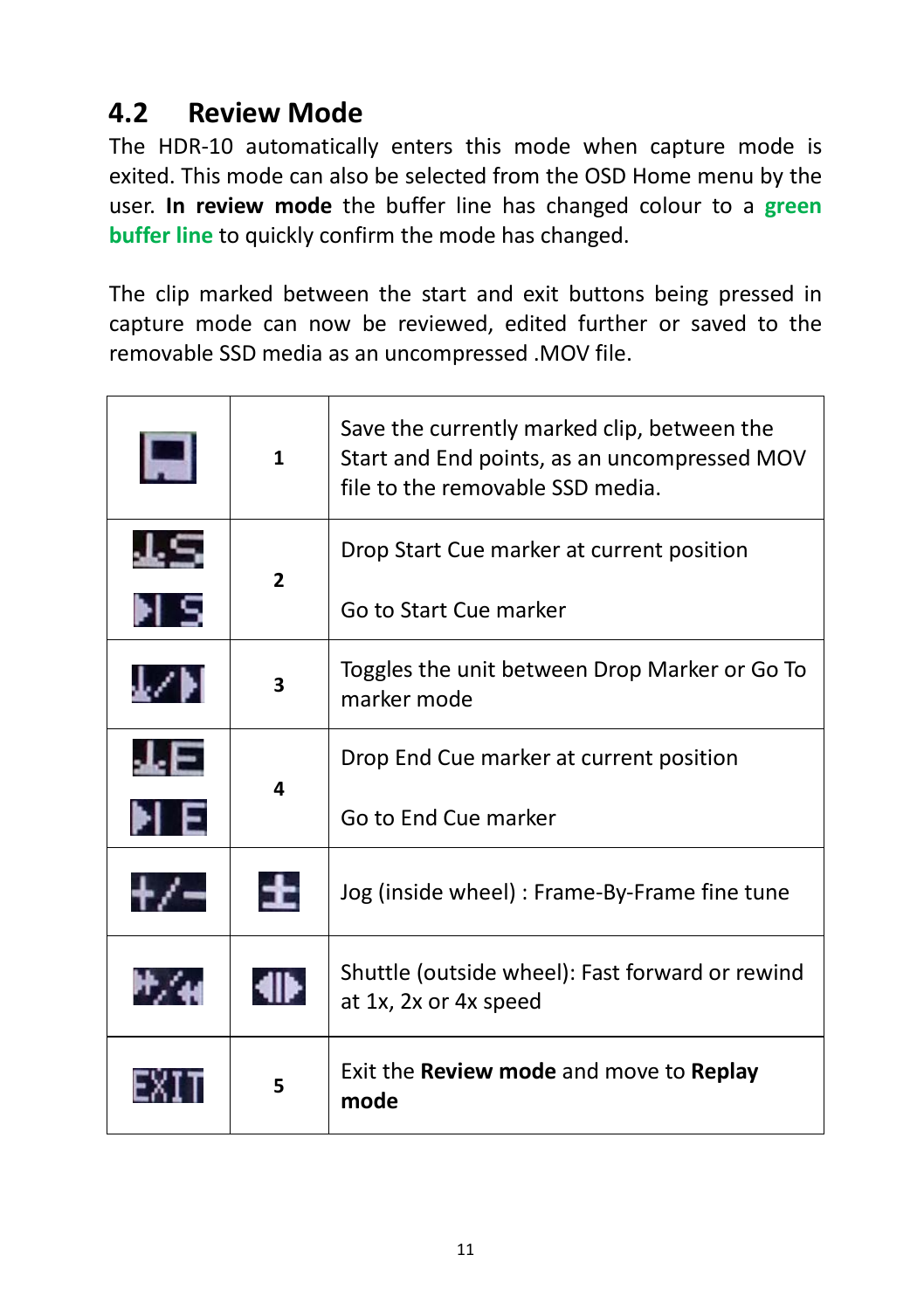## 4.2 Review Mode

The HDR-10 automatically enters this mode when capture mode is exited. This mode can also be selected from the OSD Home menu by the user. **In review mode** the buffer line has changed colour to a **green buffer line** to quickly confirm the mode has changed.

The clip marked between the start and exit buttons being pressed in capture mode can now be reviewed, edited further or saved to the removable SSD media as an uncompressed .MOV file.

| | | |
|---|---|---|
| | **1** | Save the currently marked clip, between the Start and End points, as an uncompressed MOV file to the removable SSD media. |
| | **2** | Drop Start Cue marker at current position<br><br>Go to Start Cue marker |
| | **3** | Toggles the unit between Drop Marker or Go To marker mode |
| | **4** | Drop End Cue marker at current position<br><br>Go to End Cue marker |
| | | Jog (inside wheel) : Frame-By-Frame fine tune |
| | | Shuttle (outside wheel): Fast forward or rewind at 1x, 2x or 4x speed |
| EXIT | **5** | Exit the **Review mode** and move to **Replay mode** |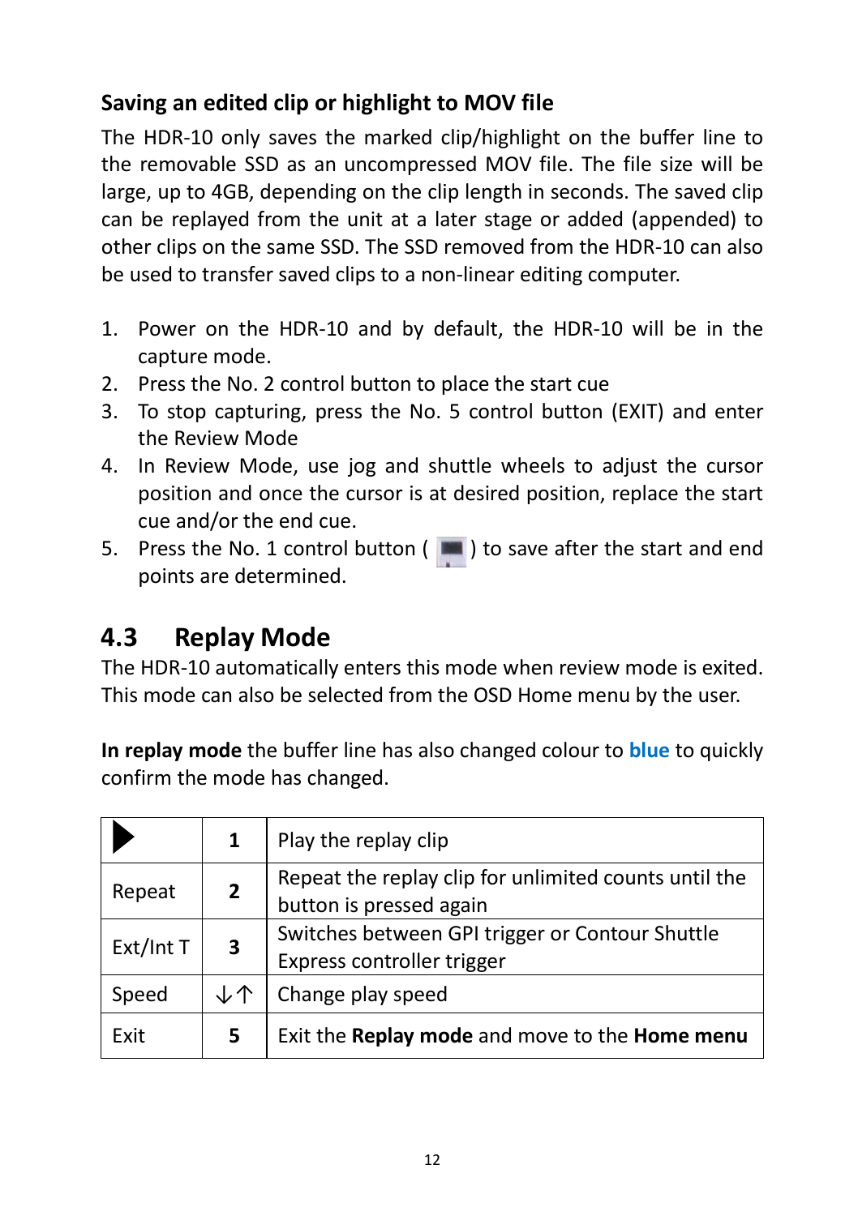### Saving an edited clip or highlight to MOV file

The HDR-10 only saves the marked clip/highlight on the buffer line to the removable SSD as an uncompressed MOV file. The file size will be large, up to 4GB, depending on the clip length in seconds. The saved clip can be replayed from the unit at a later stage or added (appended) to other clips on the same SSD. The SSD removed from the HDR-10 can also be used to transfer saved clips to a non-linear editing computer.

1. Power on the HDR-10 and by default, the HDR-10 will be in the capture mode.
2. Press the No. 2 control button to place the start cue
3. To stop capturing, press the No. 5 control button (EXIT) and enter the Review Mode
4. In Review Mode, use jog and shuttle wheels to adjust the cursor position and once the cursor is at desired position, replace the start cue and/or the end cue.
5. Press the No. 1 control button ( ) to save after the start and end points are determined.

## 4.3 Replay Mode

The HDR-10 automatically enters this mode when review mode is exited. This mode can also be selected from the OSD Home menu by the user.

**In replay mode** the buffer line has also changed colour to **blue** to quickly confirm the mode has changed.

| ▶ | **1** | Play the replay clip |
|---|---|---|
| Repeat | **2** | Repeat the replay clip for unlimited counts until the button is pressed again |
| Ext/Int T | **3** | Switches between GPI trigger or Contour Shuttle Express controller trigger |
| Speed | ↓↑ | Change play speed |
| Exit | **5** | Exit the **Replay mode** and move to the **Home menu** |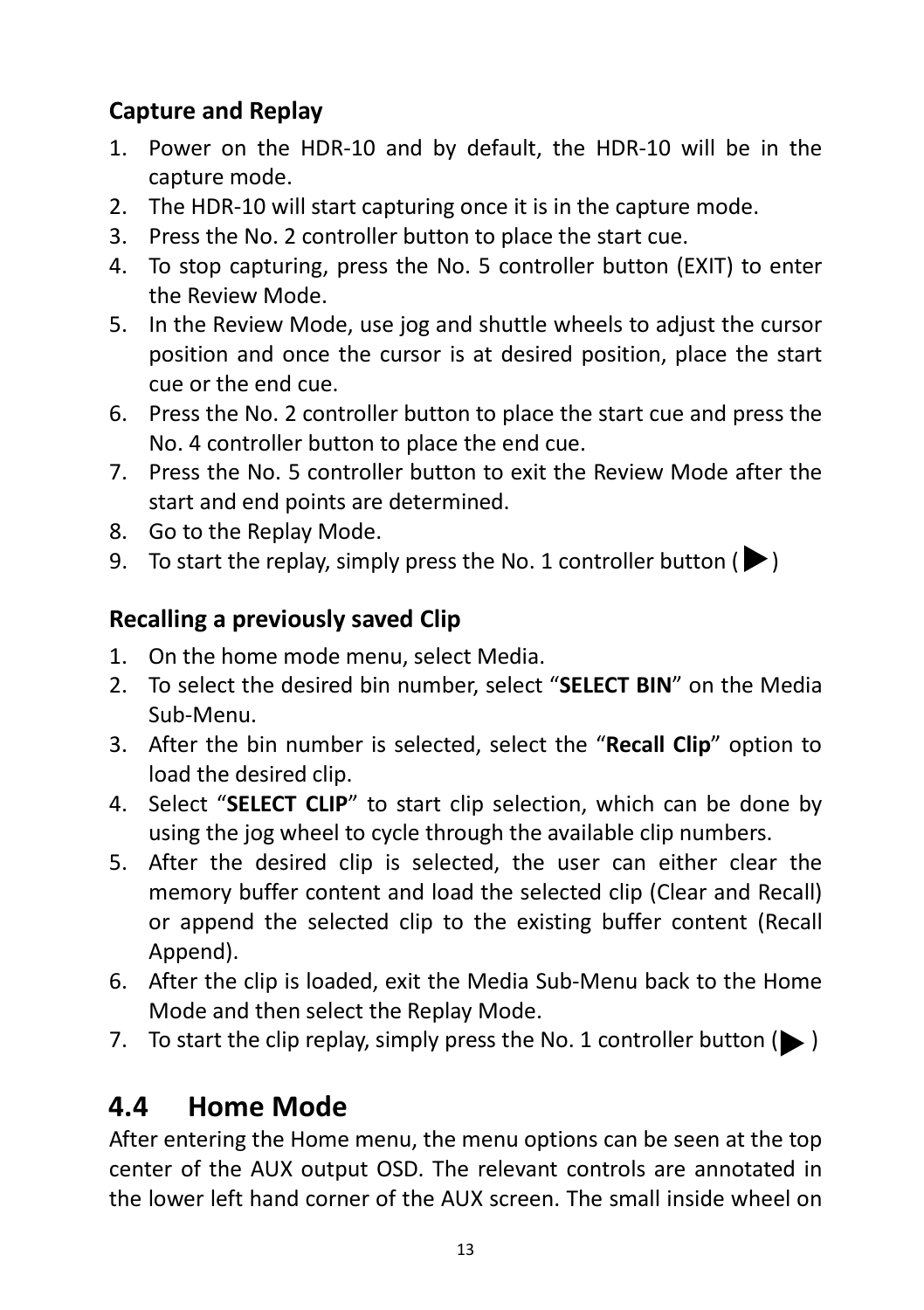### Capture and Replay

1. Power on the HDR-10 and by default, the HDR-10 will be in the capture mode.
2. The HDR-10 will start capturing once it is in the capture mode.
3. Press the No. 2 controller button to place the start cue.
4. To stop capturing, press the No. 5 controller button (EXIT) to enter the Review Mode.
5. In the Review Mode, use jog and shuttle wheels to adjust the cursor position and once the cursor is at desired position, place the start cue or the end cue.
6. Press the No. 2 controller button to place the start cue and press the No. 4 controller button to place the end cue.
7. Press the No. 5 controller button to exit the Review Mode after the start and end points are determined.
8. Go to the Replay Mode.
9. To start the replay, simply press the No. 1 controller button (▶)

### Recalling a previously saved Clip

1. On the home mode menu, select Media.
2. To select the desired bin number, select "**SELECT BIN**" on the Media Sub-Menu.
3. After the bin number is selected, select the "**Recall Clip**" option to load the desired clip.
4. Select "**SELECT CLIP**" to start clip selection, which can be done by using the jog wheel to cycle through the available clip numbers.
5. After the desired clip is selected, the user can either clear the memory buffer content and load the selected clip (Clear and Recall) or append the selected clip to the existing buffer content (Recall Append).
6. After the clip is loaded, exit the Media Sub-Menu back to the Home Mode and then select the Replay Mode.
7. To start the clip replay, simply press the No. 1 controller button (▶)

## 4.4 Home Mode

After entering the Home menu, the menu options can be seen at the top center of the AUX output OSD. The relevant controls are annotated in the lower left hand corner of the AUX screen. The small inside wheel on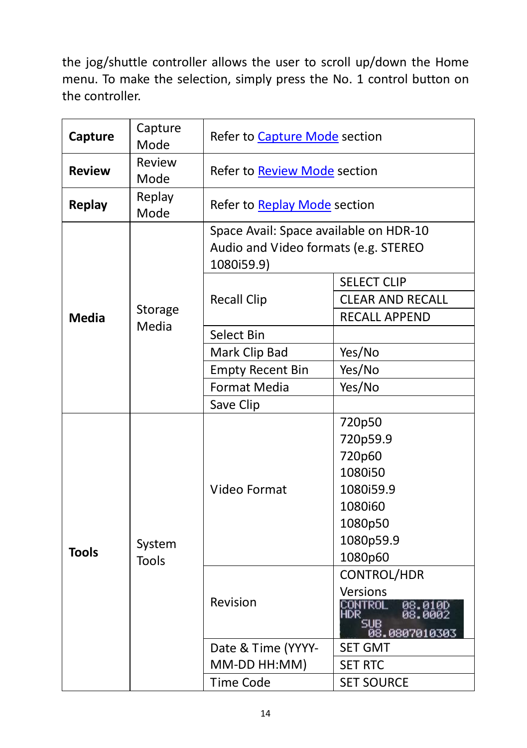the jog/shuttle controller allows the user to scroll up/down the Home menu. To make the selection, simply press the No. 1 control button on the controller.

| | | | |
|---|---|---|---|
| **Capture** | Capture Mode | Refer to Capture Mode section | |
| **Review** | Review Mode | Refer to Review Mode section | |
| **Replay** | Replay Mode | Refer to Replay Mode section | |
| **Media** | Storage Media | Space Avail: Space available on HDR-10 Audio and Video formats (e.g. STEREO 1080i59.9) | |
| | | Recall Clip | SELECT CLIP |
| | | | CLEAR AND RECALL |
| | | | RECALL APPEND |
| | | Select Bin | |
| | | Mark Clip Bad | Yes/No |
| | | Empty Recent Bin | Yes/No |
| | | Format Media | Yes/No |
| | | Save Clip | |
| **Tools** | System Tools | Video Format | 720p50<br>720p59.9<br>720p60<br>1080i50<br>1080i59.9<br>1080i60<br>1080p50<br>1080p59.9<br>1080p60 |
| | | Revision | CONTROL/HDR Versions<br>CONTROL 08.010D<br>HDR 08.0002<br>SUB 08.0807010303 |
| | | Date & Time (YYYY-MM-DD HH:MM) | SET GMT |
| | | | SET RTC |
| | | Time Code | SET SOURCE |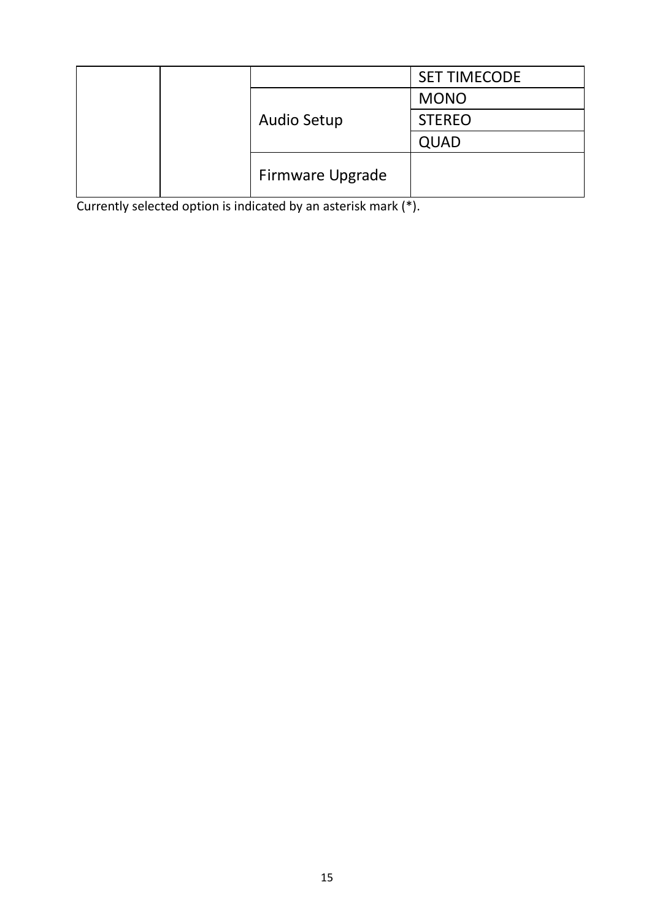| | | | |
|---|---|---|---|
| | | | SET TIMECODE |
| | | Audio Setup | MONO |
| | | | STEREO |
| | | | QUAD |
| | | Firmware Upgrade | |

Currently selected option is indicated by an asterisk mark (*).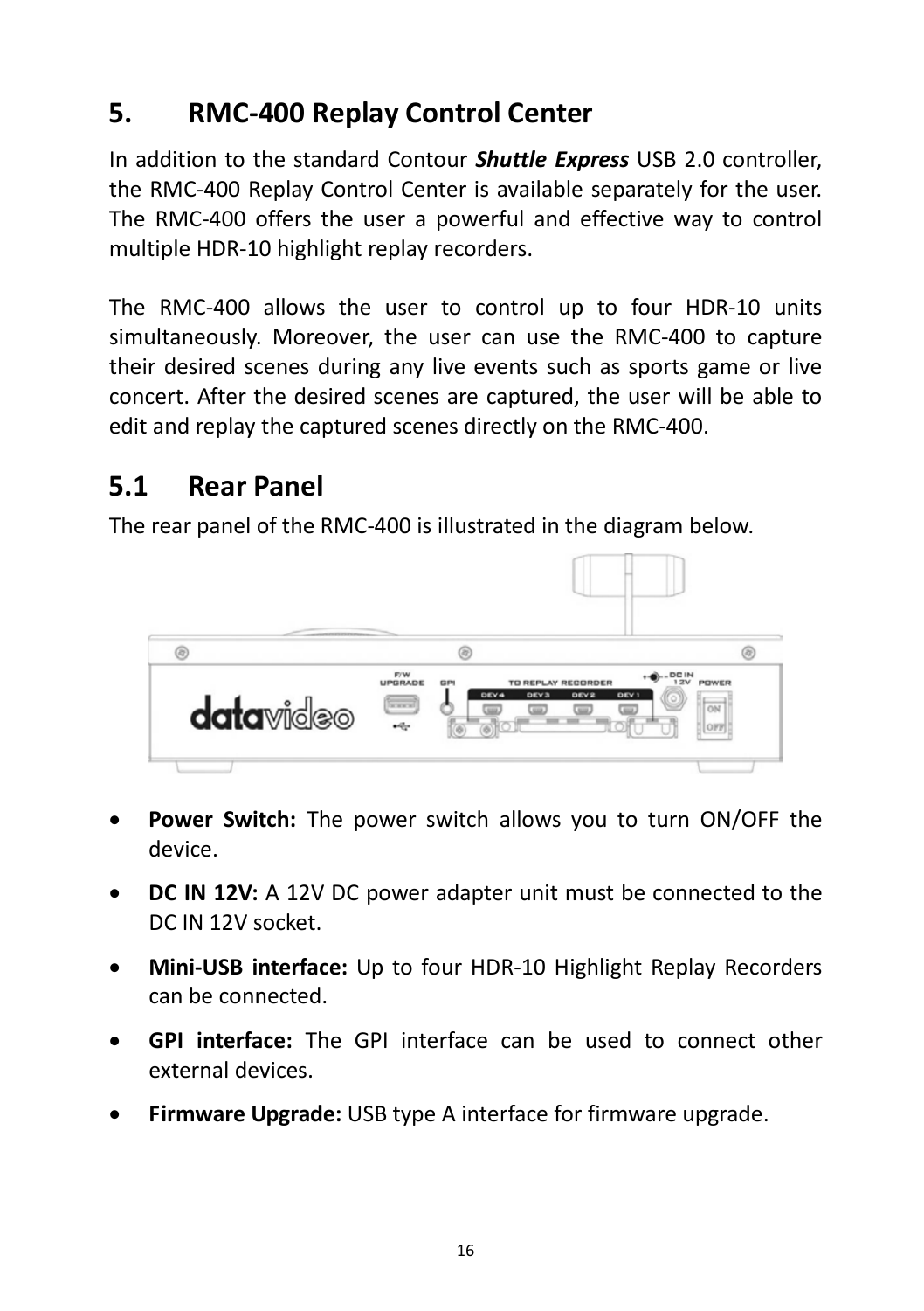# 5. RMC-400 Replay Control Center

In addition to the standard Contour ***Shuttle Express*** USB 2.0 controller, the RMC-400 Replay Control Center is available separately for the user. The RMC-400 offers the user a powerful and effective way to control multiple HDR-10 highlight replay recorders.

The RMC-400 allows the user to control up to four HDR-10 units simultaneously. Moreover, the user can use the RMC-400 to capture their desired scenes during any live events such as sports game or live concert. After the desired scenes are captured, the user will be able to edit and replay the captured scenes directly on the RMC-400.

## 5.1 Rear Panel

The rear panel of the RMC-400 is illustrated in the diagram below.

- **Power Switch:** The power switch allows you to turn ON/OFF the device.
- **DC IN 12V:** A 12V DC power adapter unit must be connected to the DC IN 12V socket.
- **Mini-USB interface:** Up to four HDR-10 Highlight Replay Recorders can be connected.
- **GPI interface:** The GPI interface can be used to connect other external devices.
- **Firmware Upgrade:** USB type A interface for firmware upgrade.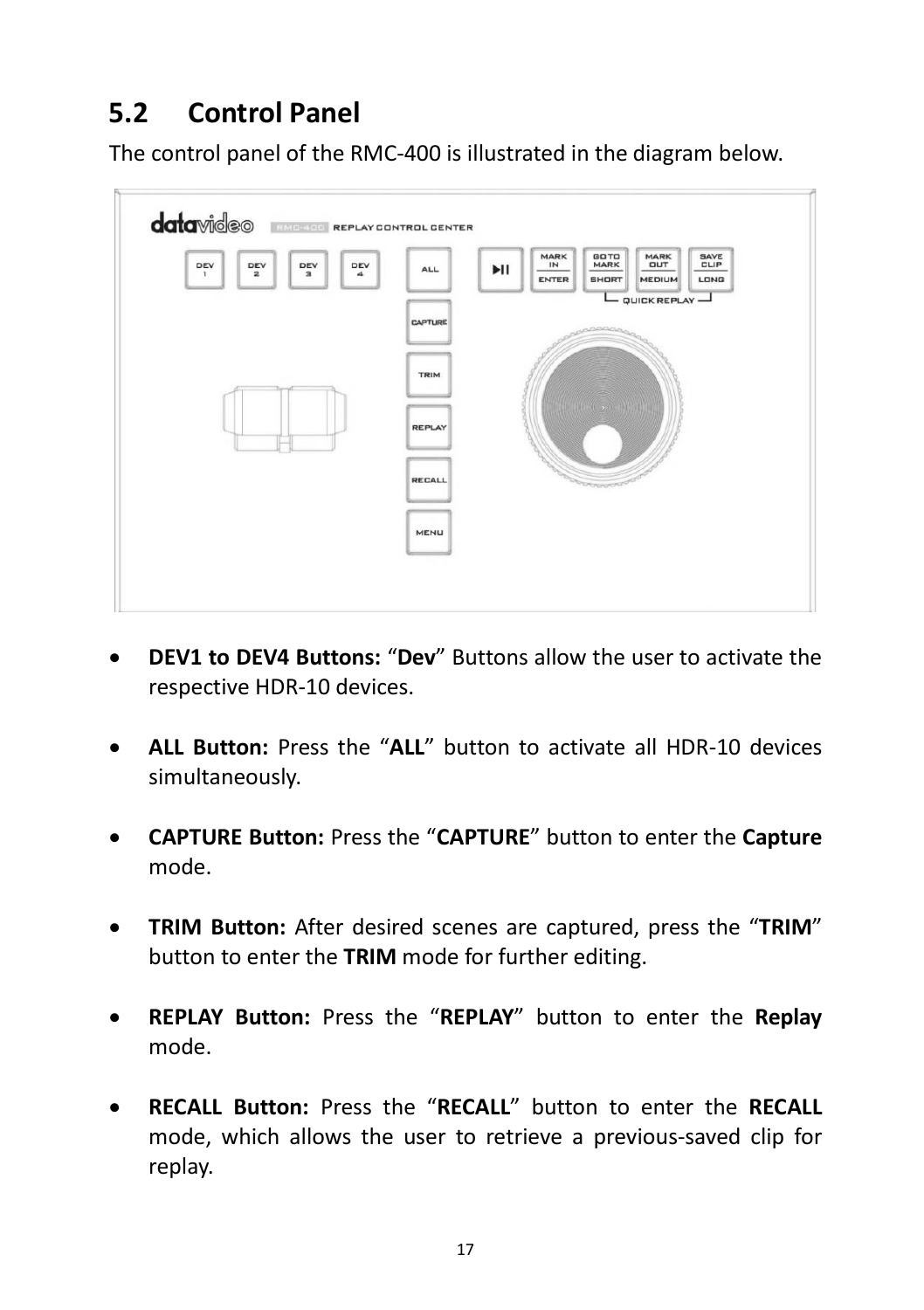## 5.2 Control Panel

The control panel of the RMC-400 is illustrated in the diagram below.

- **DEV1 to DEV4 Buttons:** "**Dev**" Buttons allow the user to activate the respective HDR-10 devices.

- **ALL Button:** Press the "**ALL**" button to activate all HDR-10 devices simultaneously.

- **CAPTURE Button:** Press the "**CAPTURE**" button to enter the **Capture** mode.

- **TRIM Button:** After desired scenes are captured, press the "**TRIM**" button to enter the **TRIM** mode for further editing.

- **REPLAY Button:** Press the "**REPLAY**" button to enter the **Replay** mode.

- **RECALL Button:** Press the "**RECALL**" button to enter the **RECALL** mode, which allows the user to retrieve a previous-saved clip for replay.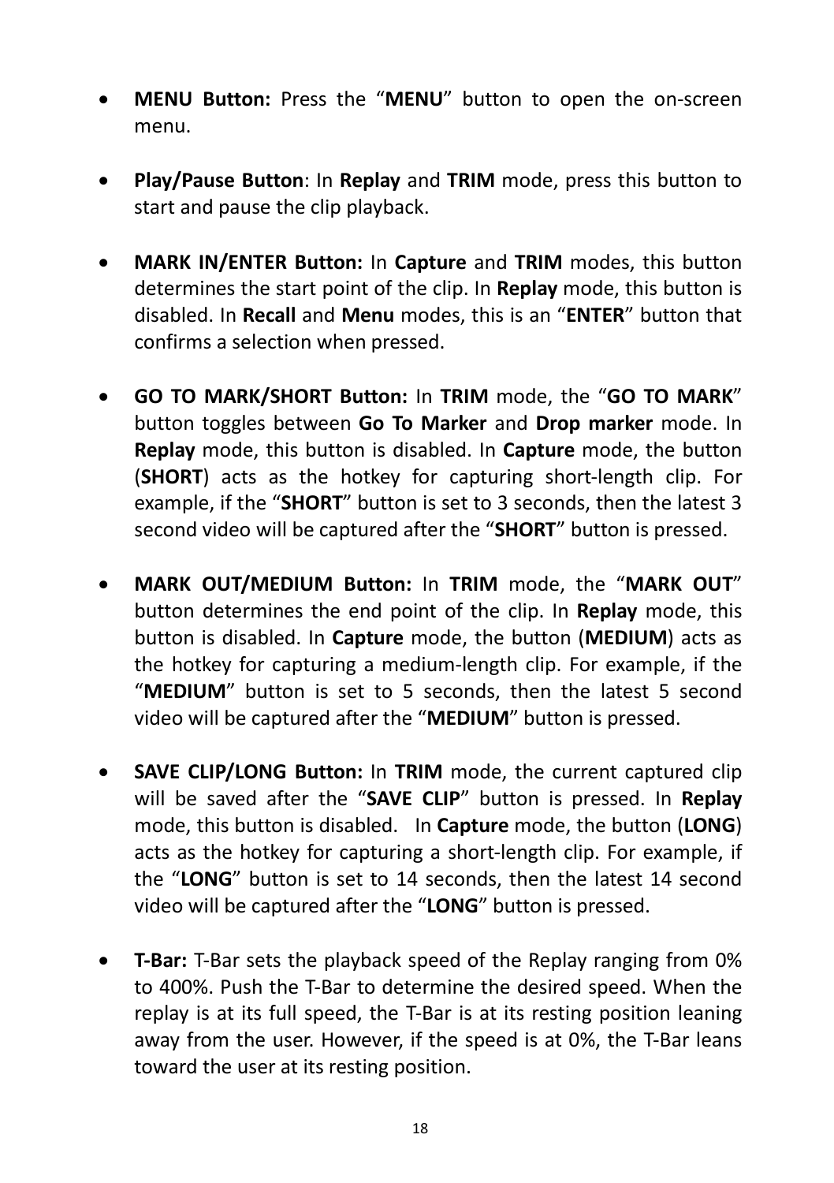- **MENU Button:** Press the "**MENU**" button to open the on-screen menu.

- **Play/Pause Button**: In **Replay** and **TRIM** mode, press this button to start and pause the clip playback.

- **MARK IN/ENTER Button:** In **Capture** and **TRIM** modes, this button determines the start point of the clip. In **Replay** mode, this button is disabled. In **Recall** and **Menu** modes, this is an "**ENTER**" button that confirms a selection when pressed.

- **GO TO MARK/SHORT Button:** In **TRIM** mode, the "**GO TO MARK**" button toggles between **Go To Marker** and **Drop marker** mode. In **Replay** mode, this button is disabled. In **Capture** mode, the button (**SHORT**) acts as the hotkey for capturing short-length clip. For example, if the "**SHORT**" button is set to 3 seconds, then the latest 3 second video will be captured after the "**SHORT**" button is pressed.

- **MARK OUT/MEDIUM Button:** In **TRIM** mode, the "**MARK OUT**" button determines the end point of the clip. In **Replay** mode, this button is disabled. In **Capture** mode, the button (**MEDIUM**) acts as the hotkey for capturing a medium-length clip. For example, if the "**MEDIUM**" button is set to 5 seconds, then the latest 5 second video will be captured after the "**MEDIUM**" button is pressed.

- **SAVE CLIP/LONG Button:** In **TRIM** mode, the current captured clip will be saved after the "**SAVE CLIP**" button is pressed. In **Replay** mode, this button is disabled. In **Capture** mode, the button (**LONG**) acts as the hotkey for capturing a short-length clip. For example, if the "**LONG**" button is set to 14 seconds, then the latest 14 second video will be captured after the "**LONG**" button is pressed.

- **T-Bar:** T-Bar sets the playback speed of the Replay ranging from 0% to 400%. Push the T-Bar to determine the desired speed. When the replay is at its full speed, the T-Bar is at its resting position leaning away from the user. However, if the speed is at 0%, the T-Bar leans toward the user at its resting position.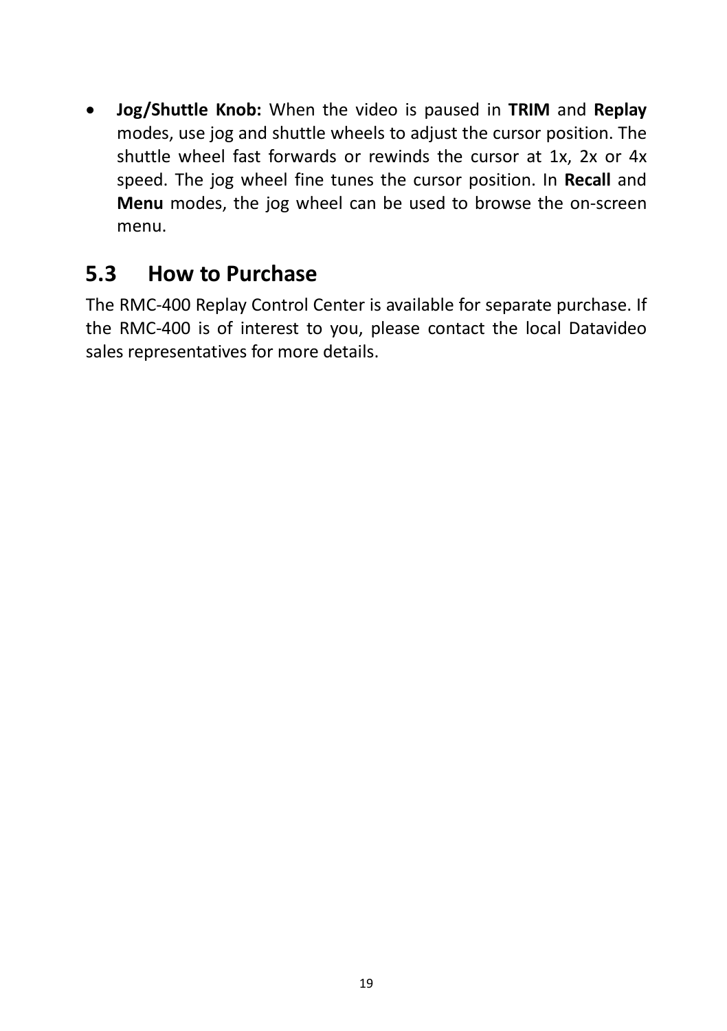- **Jog/Shuttle Knob:** When the video is paused in **TRIM** and **Replay** modes, use jog and shuttle wheels to adjust the cursor position. The shuttle wheel fast forwards or rewinds the cursor at 1x, 2x or 4x speed. The jog wheel fine tunes the cursor position. In **Recall** and **Menu** modes, the jog wheel can be used to browse the on-screen menu.

## 5.3 How to Purchase

The RMC-400 Replay Control Center is available for separate purchase. If the RMC-400 is of interest to you, please contact the local Datavideo sales representatives for more details.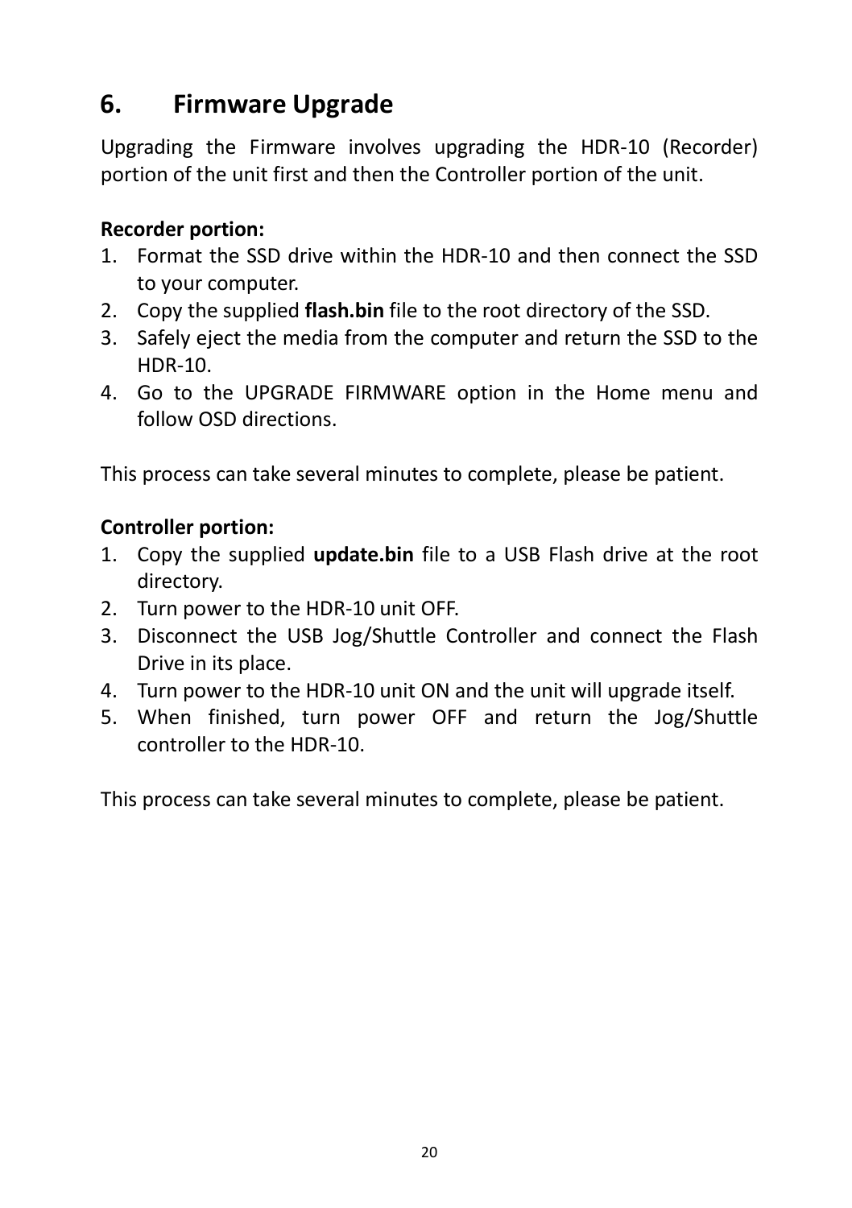# 6. Firmware Upgrade

Upgrading the Firmware involves upgrading the HDR-10 (Recorder) portion of the unit first and then the Controller portion of the unit.

**Recorder portion:**

1. Format the SSD drive within the HDR-10 and then connect the SSD to your computer.
2. Copy the supplied **flash.bin** file to the root directory of the SSD.
3. Safely eject the media from the computer and return the SSD to the HDR-10.
4. Go to the UPGRADE FIRMWARE option in the Home menu and follow OSD directions.

This process can take several minutes to complete, please be patient.

**Controller portion:**

1. Copy the supplied **update.bin** file to a USB Flash drive at the root directory.
2. Turn power to the HDR-10 unit OFF.
3. Disconnect the USB Jog/Shuttle Controller and connect the Flash Drive in its place.
4. Turn power to the HDR-10 unit ON and the unit will upgrade itself.
5. When finished, turn power OFF and return the Jog/Shuttle controller to the HDR-10.

This process can take several minutes to complete, please be patient.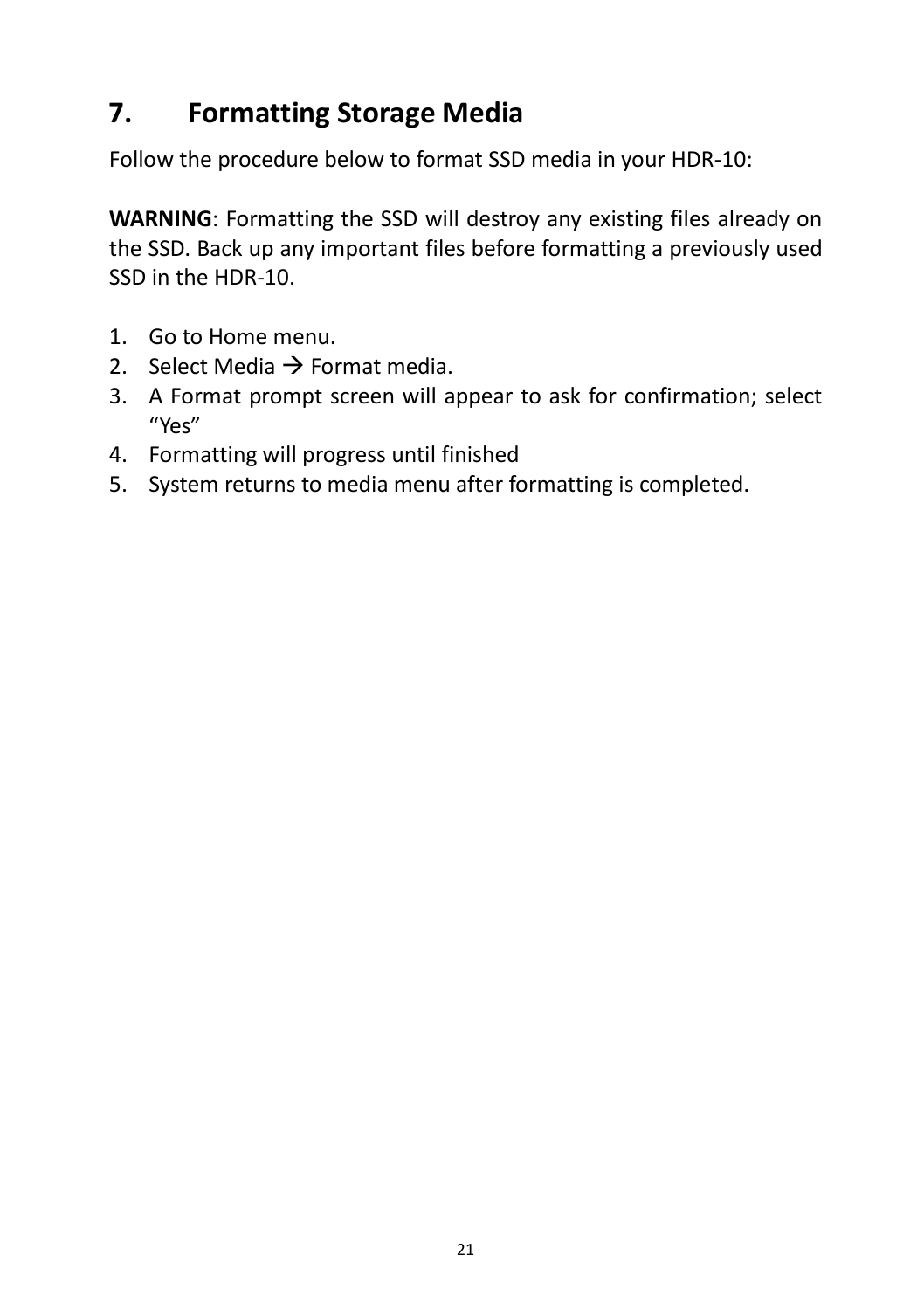# 7. Formatting Storage Media

Follow the procedure below to format SSD media in your HDR-10:

**WARNING**: Formatting the SSD will destroy any existing files already on the SSD. Back up any important files before formatting a previously used SSD in the HDR-10.

1. Go to Home menu.
2. Select Media → Format media.
3. A Format prompt screen will appear to ask for confirmation; select "Yes"
4. Formatting will progress until finished
5. System returns to media menu after formatting is completed.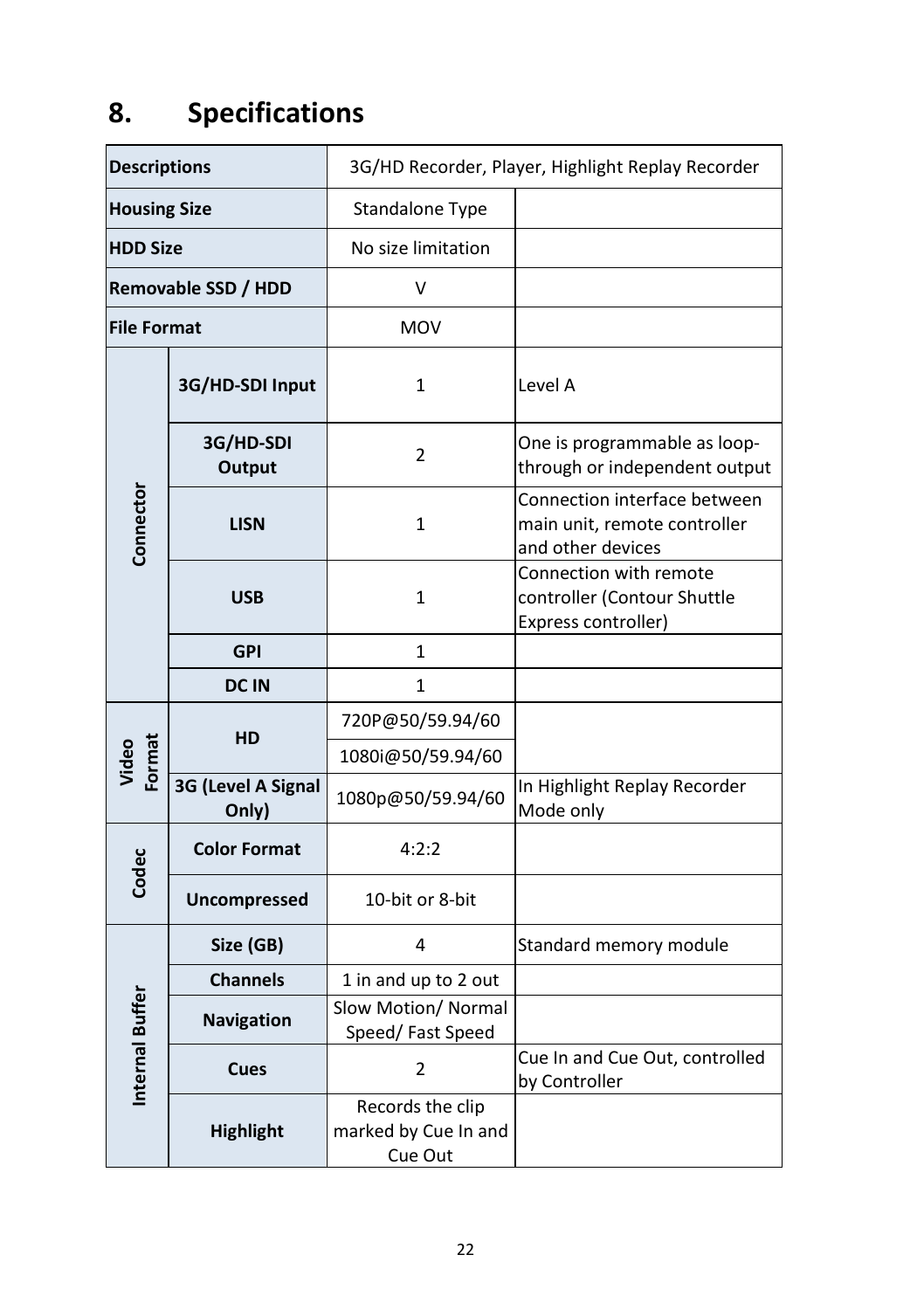# 8. Specifications

| | | | |
|---|---|---|---|
| **Descriptions** | | 3G/HD Recorder, Player, Highlight Replay Recorder | |
| **Housing Size** | | Standalone Type | |
| **HDD Size** | | No size limitation | |
| **Removable SSD / HDD** | | V | |
| **File Format** | | MOV | |
| **Connector** | **3G/HD-SDI Input** | 1 | Level A |
| | **3G/HD-SDI Output** | 2 | One is programmable as loop-through or independent output |
| | **LISN** | 1 | Connection interface between main unit, remote controller and other devices |
| | **USB** | 1 | Connection with remote controller (Contour Shuttle Express controller) |
| | **GPI** | 1 | |
| | **DC IN** | 1 | |
| **Video Format** | **HD** | 720P@50/59.94/60 | |
| | | 1080i@50/59.94/60 | |
| | **3G (Level A Signal Only)** | 1080p@50/59.94/60 | In Highlight Replay Recorder Mode only |
| **Codec** | **Color Format** | 4:2:2 | |
| | **Uncompressed** | 10-bit or 8-bit | |
| **Internal Buffer** | **Size (GB)** | 4 | Standard memory module |
| | **Channels** | 1 in and up to 2 out | |
| | **Navigation** | Slow Motion/ Normal Speed/ Fast Speed | |
| | **Cues** | 2 | Cue In and Cue Out, controlled by Controller |
| | **Highlight** | Records the clip marked by Cue In and Cue Out | |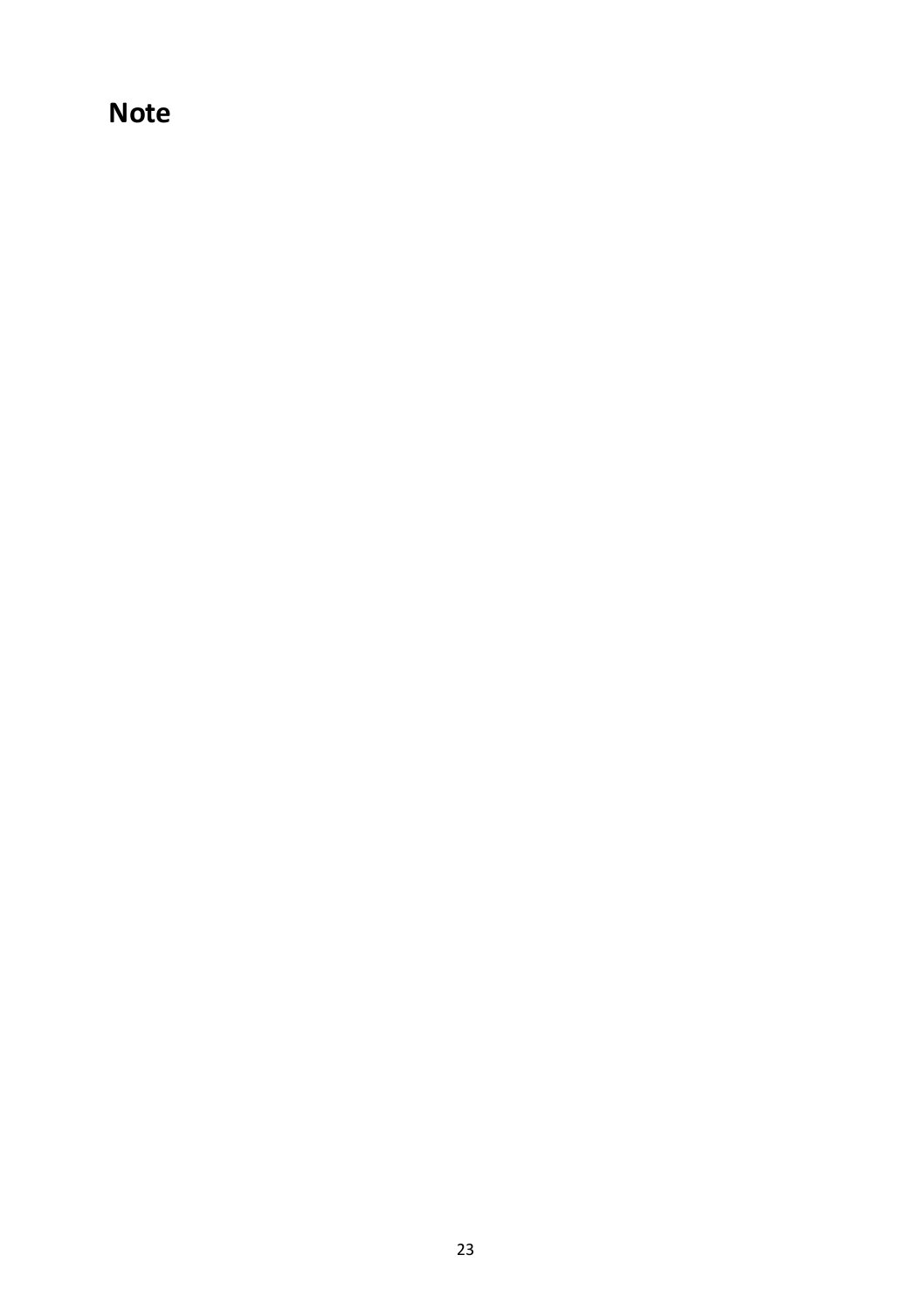# Note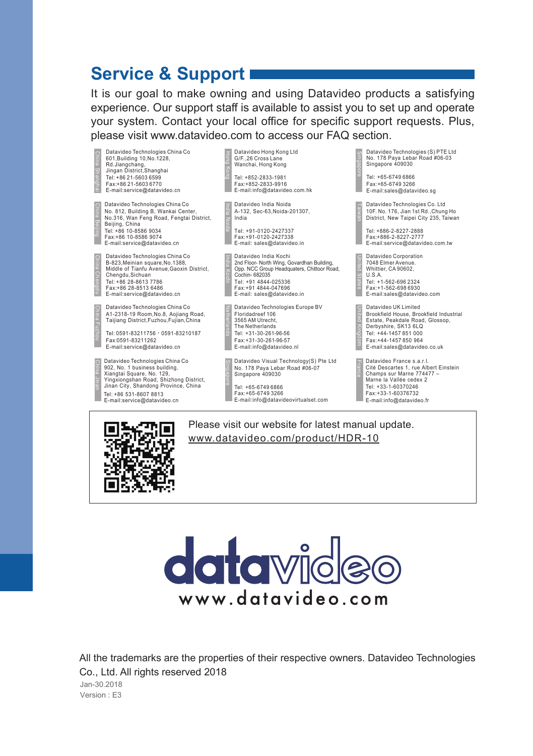## Service & Support

It is our goal to make owning and using Datavideo products a satisfying experience. Our support staff is available to assist you to set up and operate your system. Contact your local office for specific support requests. Plus, please visit www.datavideo.com to access our FAQ section.

**China Shanghai**
Datavideo Technologies China Co
601,Building 10,No.1228,
Rd.Jiangchang,
Jingan District,Shanghai
Tel: +86 21-5603 6599
Fax:+86 21-5603 6770
E-mail:service@datavideo.cn

**China Beijing**
Datavideo Technologies China Co
No. 812, Building B, Wankai Center,
No.316, Wan Feng Road, Fengtai District,
Beijing, China
Tel: +86 10-8586 9034
Fax:+86 10-8586 9074
E-mail:service@datavideo.cn

**China Chengdu**
Datavideo Technologies China Co
B-823,Meinian square,No.1388,
Middle of Tianfu Avenue,Gaoxin District,
Chengdu,Sichuan
Tel: +86 28-8613 7786
Fax:+86 28-8513 6486
E-mail:service@datavideo.cn

**China Fuzhou**
Datavideo Technologies China Co
A1-2318-19 Room,No.8, Aojiang Road,
Taijiang District,Fuzhou,Fujian,China
Tel: 0591-83211756，0591-83210187
Fax:0591-83211262
E-mail:service@datavideo.cn

**China Jinan**
Datavideo Technologies China Co
902, No. 1 business building,
Xiangtai Square, No. 129,
Yingxiongshan Road, Shizhong District,
Jinan City, Shandong Province, China
Tel: +86 531-8607 8813
E-mail:service@datavideo.cn

**Hong Kong**
Datavideo Hong Kong Ltd
G/F.,26 Cross Lane
Wanchai, Hong Kong
Tel: +852-2833-1981
Fax:+852-2833-9916
E-mail:info@datavideo.com.hk

**India Noida**
Datavideo India Noida
A-132, Sec-63,Noida-201307,
India
Tel: +91-0120-2427337
Fax:+91-0120-2427338
E-mail: sales@datavideo.in

**India Kochi**
Datavideo India Kochi
2nd Floor- North Wing, Govardhan Building,
Opp. NCC Group Headquaters, Chittoor Road,
Cochin- 682035
Tel: +91 4844-025336
Fax:+91 4844-047696
E-mail: sales@datavideo.in

**Netherlands**
Datavideo Technologies Europe BV
Floridadreef 106
3565 AM Utrecht,
The Netherlands
Tel: +31-30-261-96-56
Fax:+31-30-261-96-57
E-mail:info@datavideo.nl

**Singapore**
Datavideo Visual Technology(S) Pte Ltd
No. 178 Paya Lebar Road #06-07
Singapore 409030
Tel: +65-6749 6866
Fax:+65-6749 3266
E-mail:info@datavideovirtualset.com

**Singapore**
Datavideo Technologies (S) PTE Ltd
No. 178 Paya Lebar Road #06-03
Singapore 409030
Tel: +65-6749 6866
Fax:+65-6749 3266
E-mail:sales@datavideo.sg

**Taiwan**
Datavideo Technologies Co. Ltd
10F. No. 176, Jian 1st Rd.,Chung Ho
District, New Taipei City 235, Taiwan
Tel: +886-2-8227-2888
Fax:+886-2-8227-2777
E-mail:service@datavideo.com.tw

**United States**
Datavideo Corporation
7048 Elmer Avenue.
Whittier, CA 90602,
U.S.A.
Tel: +1-562-696 2324
Fax:+1-562-698 6930
E-mail:sales@datavideo.com

**United Kingdom**
Datavideo UK Limited
Brookfield House, Brookfield Industrial
Estate, Peakdale Road, Glossop,
Derbyshire, SK13 6LQ
Tel: +44-1457 851 000
Fax:+44-1457 850 964
E-mail:sales@datavideo.co.uk

**France**
Datavideo France s.a.r.l.
Cité Descartes 1, rue Albert Einstein
Champs sur Marne 774477 –
Marne la Vallée cedex 2
Tel: +33-1-60370246
Fax:+33-1-60376732
E-mail:info@datavideo.fr

Please visit our website for latest manual update.
www.datavideo.com/product/HDR-10

datavideo
www.datavideo.com

All the trademarks are the properties of their respective owners. Datavideo Technologies Co., Ltd. All rights reserved 2018

Jan-30.2018
Version : E3